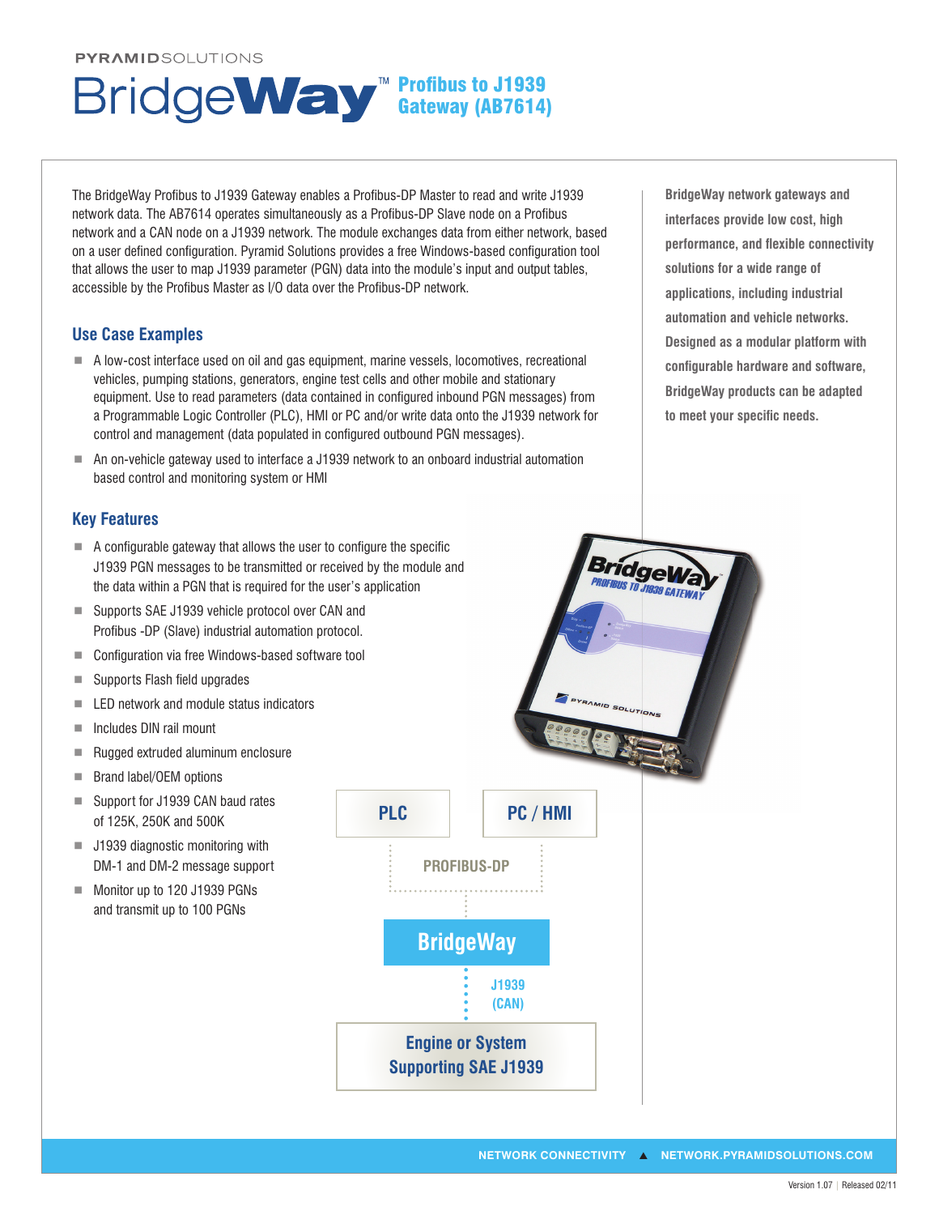PYRAMIDSOLUTIONS

# BridgeWay™ Profibus to J1939 Gateway (AB7614)

The BridgeWay Profibus to J1939 Gateway enables a Profibus-DP Master to read and write J1939 network data. The AB7614 operates simultaneously as a Profibus-DP Slave node on a Profibus network and a CAN node on a J1939 network. The module exchanges data from either network, based on a user defined configuration. Pyramid Solutions provides a free Windows-based configuration tool that allows the user to map J1939 parameter (PGN) data into the module's input and output tables, accessible by the Profibus Master as I/O data over the Profibus-DP network.

## Use Case Examples

- A low-cost interface used on oil and gas equipment, marine vessels, locomotives, recreational vehicles, pumping stations, generators, engine test cells and other mobile and stationary equipment. Use to read parameters (data contained in configured inbound PGN messages) from a Programmable Logic Controller (PLC), HMI or PC and/or write data onto the J1939 network for control and management (data populated in configured outbound PGN messages).
- An on-vehicle gateway used to interface a J1939 network to an onboard industrial automation based control and monitoring system or HMI

## Key Features

- A configurable gateway that allows the user to configure the specific J1939 PGN messages to be transmitted or received by the module and the data within a PGN that is required for the user's application
- Supports SAE J1939 vehicle protocol over CAN and Profibus -DP (Slave) industrial automation protocol.
- Configuration via free Windows-based software tool
- Supports Flash field upgrades
- LED network and module status indicators
- Includes DIN rail mount
- Rugged extruded aluminum enclosure
- Brand label/OEM options
- Support for J1939 CAN baud rates of 125K, 250K and 500K
- J1939 diagnostic monitoring with DM-1 and DM-2 message support
- Monitor up to 120 J1939 PGNs and transmit up to 100 PGNs

**BridgeWay network gateways and interfaces provide low cost, high performance, and flexible connectivity solutions for a wide range of applications, including industrial automation and vehicle networks. Designed as a modular platform with configurable hardware and software, BridgeWay products can be adapted to meet your specific needs.**

PLC | PC / HMI

PROFIBUS-DP

BridgeWay

J1939 (CAN)

Engine or System Supporting SAE J1939

NETWORK CONNECTIVITY ▲ NETWORK.PYRAMIDSOLUTIONS.COM

Version 1.07 | Released 02/11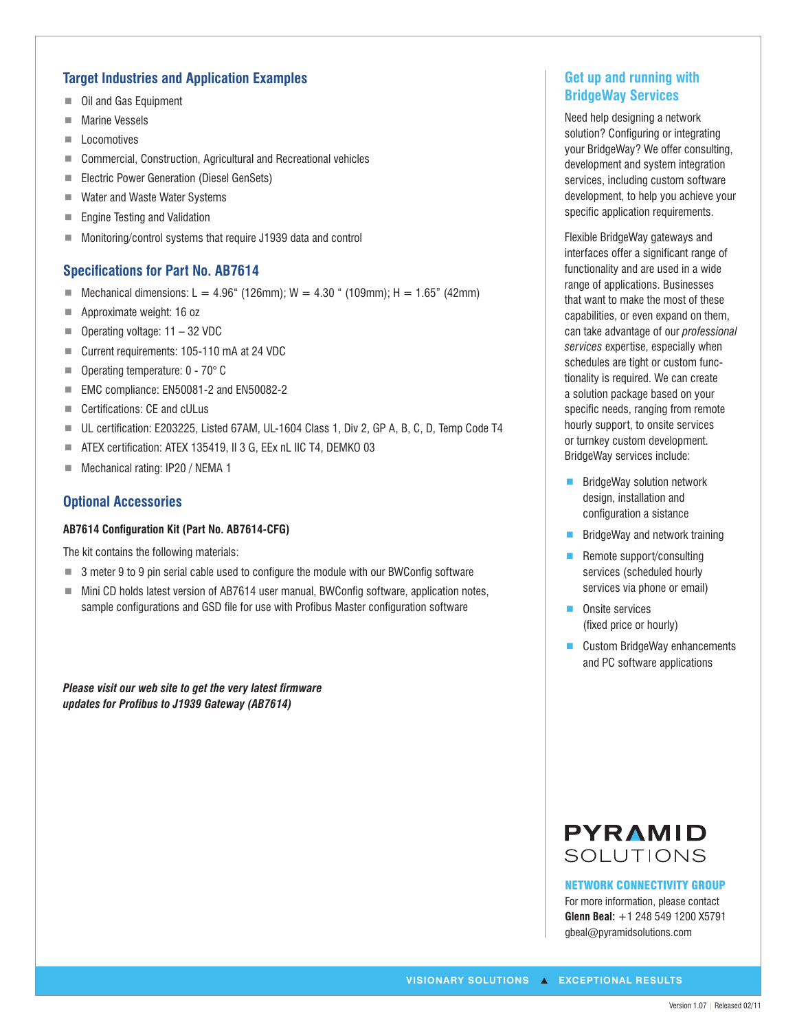## Target Industries and Application Examples

- Oil and Gas Equipment
- Marine Vessels
- Locomotives
- Commercial, Construction, Agricultural and Recreational vehicles
- Electric Power Generation (Diesel GenSets)
- Water and Waste Water Systems
- Engine Testing and Validation
- Monitoring/control systems that require J1939 data and control

## Specifications for Part No. AB7614

- Mechanical dimensions: L = 4.96" (126mm); W = 4.30 " (109mm); H = 1.65" (42mm)
- Approximate weight: 16 oz
- Operating voltage: 11 – 32 VDC
- Current requirements: 105-110 mA at 24 VDC
- Operating temperature: 0 - 70° C
- EMC compliance: EN50081-2 and EN50082-2
- Certifications: CE and cULus
- UL certification: E203225, Listed 67AM, UL-1604 Class 1, Div 2, GP A, B, C, D, Temp Code T4
- ATEX certification: ATEX 135419, II 3 G, EEx nL IIC T4, DEMKO 03
- Mechanical rating: IP20 / NEMA 1

## Optional Accessories

**AB7614 Configuration Kit (Part No. AB7614-CFG)**

The kit contains the following materials:

- 3 meter 9 to 9 pin serial cable used to configure the module with our BWConfig software
- Mini CD holds latest version of AB7614 user manual, BWConfig software, application notes, sample configurations and GSD file for use with Profibus Master configuration software

***Please visit our web site to get the very latest firmware updates for Profibus to J1939 Gateway (AB7614)***

## Get up and running with BridgeWay Services

Need help designing a network solution? Configuring or integrating your BridgeWay? We offer consulting, development and system integration services, including custom software development, to help you achieve your specific application requirements.

Flexible BridgeWay gateways and interfaces offer a significant range of functionality and are used in a wide range of applications. Businesses that want to make the most of these capabilities, or even expand on them, can take advantage of our *professional services* expertise, especially when schedules are tight or custom functionality is required. We can create a solution package based on your specific needs, ranging from remote hourly support, to onsite services or turnkey custom development. BridgeWay services include:

- BridgeWay solution network design, installation and configuration a sistance
- BridgeWay and network training
- Remote support/consulting services (scheduled hourly services via phone or email)
- Onsite services (fixed price or hourly)
- Custom BridgeWay enhancements and PC software applications

PYRAMID SOLUTIONS

**NETWORK CONNECTIVITY GROUP**

For more information, please contact
**Glenn Beal:** +1 248 549 1200 X5791
gbeal@pyramidsolutions.com

VISIONARY SOLUTIONS ▲ EXCEPTIONAL RESULTS

Version 1.07 | Released 02/11